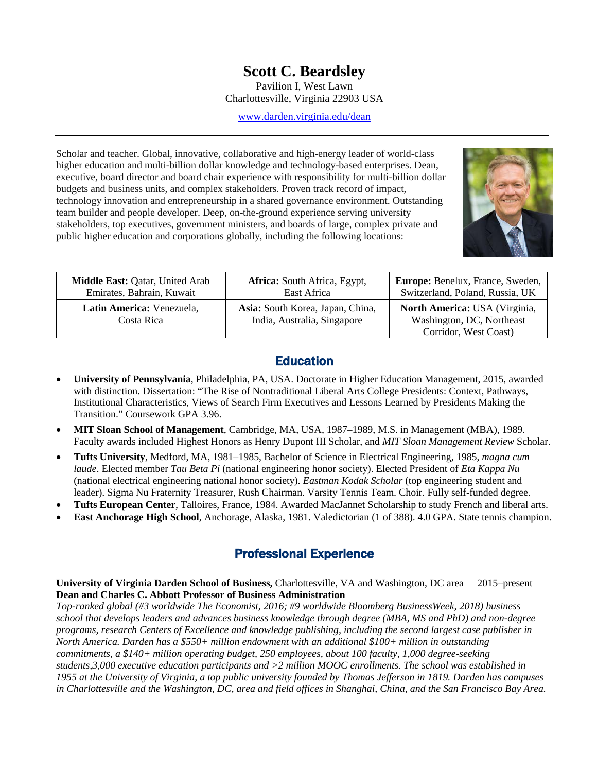# Scott C. Beardsley

Pavilion I, West Lawn
Charlottesville, Virginia 22903 USA

www.darden.virginia.edu/dean

---

Scholar and teacher. Global, innovative, collaborative and high-energy leader of world-class higher education and multi-billion dollar knowledge and technology-based enterprises. Dean, executive, board director and board chair experience with responsibility for multi-billion dollar budgets and business units, and complex stakeholders. Proven track record of impact, technology innovation and entrepreneurship in a shared governance environment. Outstanding team builder and people developer. Deep, on-the-ground experience serving university stakeholders, top executives, government ministers, and boards of large, complex private and public higher education and corporations globally, including the following locations:

| | | |
|---|---|---|
| **Middle East:** Qatar, United Arab Emirates, Bahrain, Kuwait | **Africa:** South Africa, Egypt, East Africa | **Europe:** Benelux, France, Sweden, Switzerland, Poland, Russia, UK |
| **Latin America:** Venezuela, Costa Rica | **Asia:** South Korea, Japan, China, India, Australia, Singapore | **North America:** USA (Virginia, Washington, DC, Northeast Corridor, West Coast) |

## Education

- **University of Pennsylvania**, Philadelphia, PA, USA. Doctorate in Higher Education Management, 2015, awarded with distinction. Dissertation: "The Rise of Nontraditional Liberal Arts College Presidents: Context, Pathways, Institutional Characteristics, Views of Search Firm Executives and Lessons Learned by Presidents Making the Transition." Coursework GPA 3.96.
- **MIT Sloan School of Management**, Cambridge, MA, USA, 1987–1989, M.S. in Management (MBA), 1989. Faculty awards included Highest Honors as Henry Dupont III Scholar, and *MIT Sloan Management Review* Scholar.
- **Tufts University**, Medford, MA, 1981–1985, Bachelor of Science in Electrical Engineering, 1985, *magna cum laude*. Elected member *Tau Beta Pi* (national engineering honor society). Elected President of *Eta Kappa Nu* (national electrical engineering national honor society). *Eastman Kodak Scholar* (top engineering student and leader). Sigma Nu Fraternity Treasurer, Rush Chairman. Varsity Tennis Team. Choir. Fully self-funded degree.
- **Tufts European Center**, Talloires, France, 1984. Awarded MacJannet Scholarship to study French and liberal arts.
- **East Anchorage High School**, Anchorage, Alaska, 1981. Valedictorian (1 of 388). 4.0 GPA. State tennis champion.

## Professional Experience

**University of Virginia Darden School of Business,** Charlottesville, VA and Washington, DC area 2015–present
**Dean and Charles C. Abbott Professor of Business Administration**
*Top-ranked global (#3 worldwide The Economist, 2016; #9 worldwide Bloomberg BusinessWeek, 2018) business school that develops leaders and advances business knowledge through degree (MBA, MS and PhD) and non-degree programs, research Centers of Excellence and knowledge publishing, including the second largest case publisher in North America. Darden has a $550+ million endowment with an additional $100+ million in outstanding commitments, a $140+ million operating budget, 250 employees, about 100 faculty, 1,000 degree-seeking students,3,000 executive education participants and >2 million MOOC enrollments. The school was established in 1955 at the University of Virginia, a top public university founded by Thomas Jefferson in 1819. Darden has campuses in Charlottesville and the Washington, DC, area and field offices in Shanghai, China, and the San Francisco Bay Area.*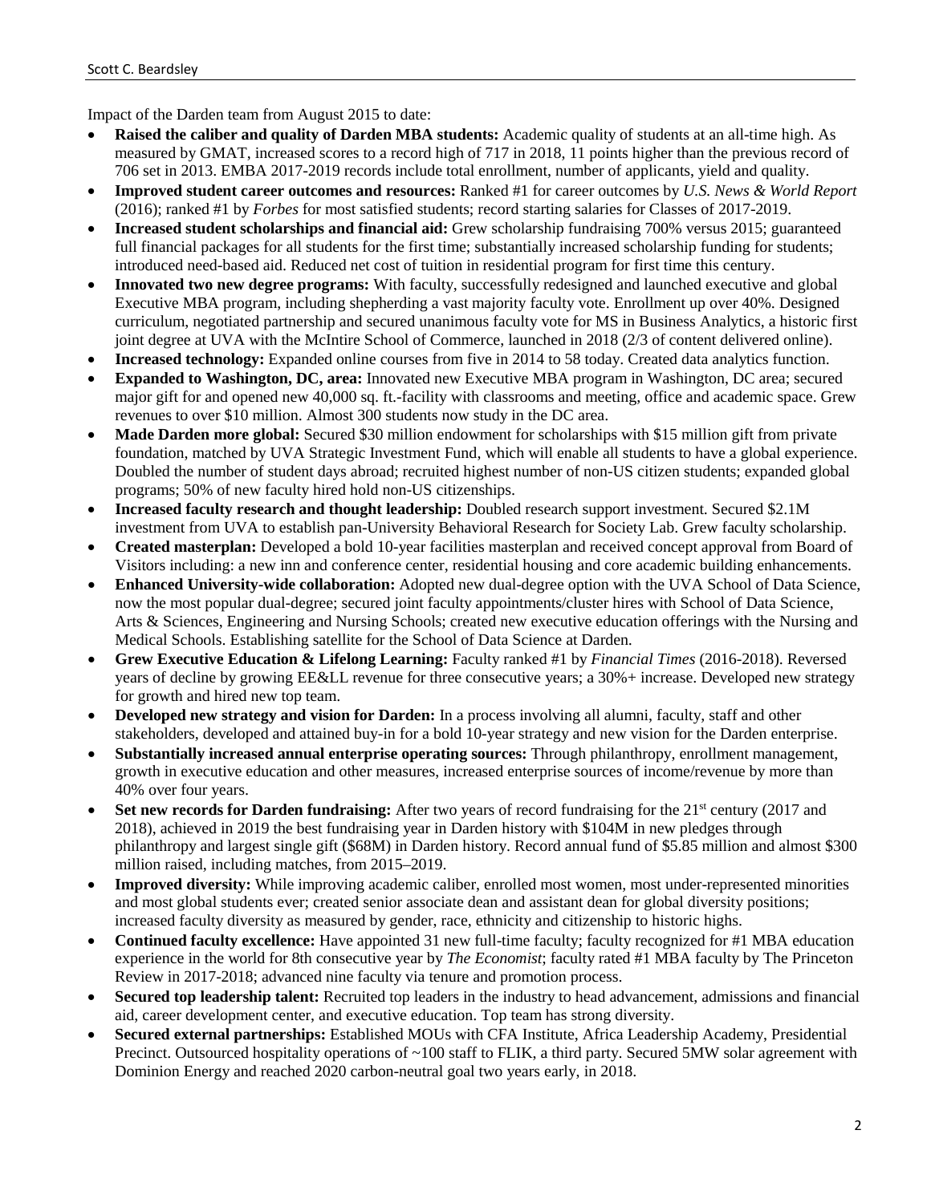Impact of the Darden team from August 2015 to date:

- **Raised the caliber and quality of Darden MBA students:** Academic quality of students at an all-time high. As measured by GMAT, increased scores to a record high of 717 in 2018, 11 points higher than the previous record of 706 set in 2013. EMBA 2017-2019 records include total enrollment, number of applicants, yield and quality.
- **Improved student career outcomes and resources:** Ranked #1 for career outcomes by *U.S. News & World Report* (2016); ranked #1 by *Forbes* for most satisfied students; record starting salaries for Classes of 2017-2019.
- **Increased student scholarships and financial aid:** Grew scholarship fundraising 700% versus 2015; guaranteed full financial packages for all students for the first time; substantially increased scholarship funding for students; introduced need-based aid. Reduced net cost of tuition in residential program for first time this century.
- **Innovated two new degree programs:** With faculty, successfully redesigned and launched executive and global Executive MBA program, including shepherding a vast majority faculty vote. Enrollment up over 40%. Designed curriculum, negotiated partnership and secured unanimous faculty vote for MS in Business Analytics, a historic first joint degree at UVA with the McIntire School of Commerce, launched in 2018 (2/3 of content delivered online).
- **Increased technology:** Expanded online courses from five in 2014 to 58 today. Created data analytics function.
- **Expanded to Washington, DC, area:** Innovated new Executive MBA program in Washington, DC area; secured major gift for and opened new 40,000 sq. ft.-facility with classrooms and meeting, office and academic space. Grew revenues to over $10 million. Almost 300 students now study in the DC area.
- **Made Darden more global:** Secured $30 million endowment for scholarships with $15 million gift from private foundation, matched by UVA Strategic Investment Fund, which will enable all students to have a global experience. Doubled the number of student days abroad; recruited highest number of non-US citizen students; expanded global programs; 50% of new faculty hired hold non-US citizenships.
- **Increased faculty research and thought leadership:** Doubled research support investment. Secured $2.1M investment from UVA to establish pan-University Behavioral Research for Society Lab. Grew faculty scholarship.
- **Created masterplan:** Developed a bold 10-year facilities masterplan and received concept approval from Board of Visitors including: a new inn and conference center, residential housing and core academic building enhancements.
- **Enhanced University-wide collaboration:** Adopted new dual-degree option with the UVA School of Data Science, now the most popular dual-degree; secured joint faculty appointments/cluster hires with School of Data Science, Arts & Sciences, Engineering and Nursing Schools; created new executive education offerings with the Nursing and Medical Schools. Establishing satellite for the School of Data Science at Darden.
- **Grew Executive Education & Lifelong Learning:** Faculty ranked #1 by *Financial Times* (2016-2018). Reversed years of decline by growing EE&LL revenue for three consecutive years; a 30%+ increase. Developed new strategy for growth and hired new top team.
- **Developed new strategy and vision for Darden:** In a process involving all alumni, faculty, staff and other stakeholders, developed and attained buy-in for a bold 10-year strategy and new vision for the Darden enterprise.
- **Substantially increased annual enterprise operating sources:** Through philanthropy, enrollment management, growth in executive education and other measures, increased enterprise sources of income/revenue by more than 40% over four years.
- **Set new records for Darden fundraising:** After two years of record fundraising for the 21st century (2017 and 2018), achieved in 2019 the best fundraising year in Darden history with $104M in new pledges through philanthropy and largest single gift ($68M) in Darden history. Record annual fund of $5.85 million and almost $300 million raised, including matches, from 2015–2019.
- **Improved diversity:** While improving academic caliber, enrolled most women, most under-represented minorities and most global students ever; created senior associate dean and assistant dean for global diversity positions; increased faculty diversity as measured by gender, race, ethnicity and citizenship to historic highs.
- **Continued faculty excellence:** Have appointed 31 new full-time faculty; faculty recognized for #1 MBA education experience in the world for 8th consecutive year by *The Economist*; faculty rated #1 MBA faculty by The Princeton Review in 2017-2018; advanced nine faculty via tenure and promotion process.
- **Secured top leadership talent:** Recruited top leaders in the industry to head advancement, admissions and financial aid, career development center, and executive education. Top team has strong diversity.
- **Secured external partnerships:** Established MOUs with CFA Institute, Africa Leadership Academy, Presidential Precinct. Outsourced hospitality operations of ~100 staff to FLIK, a third party. Secured 5MW solar agreement with Dominion Energy and reached 2020 carbon-neutral goal two years early, in 2018.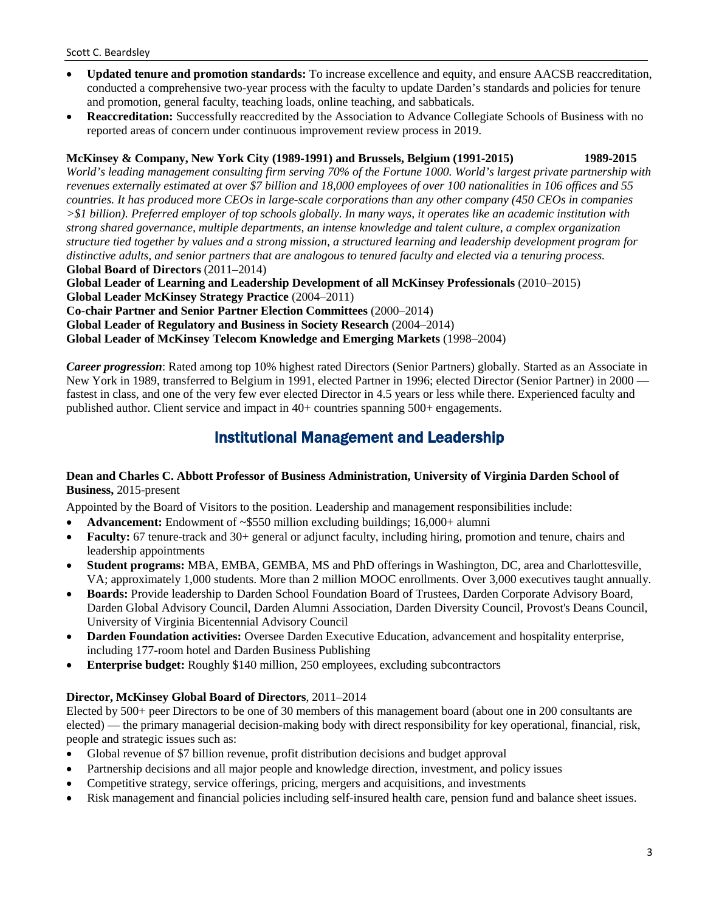- **Updated tenure and promotion standards:** To increase excellence and equity, and ensure AACSB reaccreditation, conducted a comprehensive two-year process with the faculty to update Darden's standards and policies for tenure and promotion, general faculty, teaching loads, online teaching, and sabbaticals.
- **Reaccreditation:** Successfully reaccredited by the Association to Advance Collegiate Schools of Business with no reported areas of concern under continuous improvement review process in 2019.

**McKinsey & Company, New York City (1989-1991) and Brussels, Belgium (1991-2015) 1989-2015**

*World's leading management consulting firm serving 70% of the Fortune 1000. World's largest private partnership with revenues externally estimated at over $7 billion and 18,000 employees of over 100 nationalities in 106 offices and 55 countries. It has produced more CEOs in large-scale corporations than any other company (450 CEOs in companies >$1 billion). Preferred employer of top schools globally. In many ways, it operates like an academic institution with strong shared governance, multiple departments, an intense knowledge and talent culture, a complex organization structure tied together by values and a strong mission, a structured learning and leadership development program for distinctive adults, and senior partners that are analogous to tenured faculty and elected via a tenuring process.*

**Global Board of Directors** (2011–2014)
**Global Leader of Learning and Leadership Development of all McKinsey Professionals** (2010–2015)
**Global Leader McKinsey Strategy Practice** (2004–2011)
**Co-chair Partner and Senior Partner Election Committees** (2000–2014)
**Global Leader of Regulatory and Business in Society Research** (2004–2014)
**Global Leader of McKinsey Telecom Knowledge and Emerging Markets** (1998–2004)

***Career progression***: Rated among top 10% highest rated Directors (Senior Partners) globally. Started as an Associate in New York in 1989, transferred to Belgium in 1991, elected Partner in 1996; elected Director (Senior Partner) in 2000 — fastest in class, and one of the very few ever elected Director in 4.5 years or less while there. Experienced faculty and published author. Client service and impact in 40+ countries spanning 500+ engagements.

## Institutional Management and Leadership

**Dean and Charles C. Abbott Professor of Business Administration, University of Virginia Darden School of Business,** 2015-present

Appointed by the Board of Visitors to the position. Leadership and management responsibilities include:

- **Advancement:** Endowment of ~$550 million excluding buildings; 16,000+ alumni
- **Faculty:** 67 tenure-track and 30+ general or adjunct faculty, including hiring, promotion and tenure, chairs and leadership appointments
- **Student programs:** MBA, EMBA, GEMBA, MS and PhD offerings in Washington, DC, area and Charlottesville, VA; approximately 1,000 students. More than 2 million MOOC enrollments. Over 3,000 executives taught annually.
- **Boards:** Provide leadership to Darden School Foundation Board of Trustees, Darden Corporate Advisory Board, Darden Global Advisory Council, Darden Alumni Association, Darden Diversity Council, Provost's Deans Council, University of Virginia Bicentennial Advisory Council
- **Darden Foundation activities:** Oversee Darden Executive Education, advancement and hospitality enterprise, including 177-room hotel and Darden Business Publishing
- **Enterprise budget:** Roughly $140 million, 250 employees, excluding subcontractors

**Director, McKinsey Global Board of Directors**, 2011–2014

Elected by 500+ peer Directors to be one of 30 members of this management board (about one in 200 consultants are elected) — the primary managerial decision-making body with direct responsibility for key operational, financial, risk, people and strategic issues such as:

- Global revenue of $7 billion revenue, profit distribution decisions and budget approval
- Partnership decisions and all major people and knowledge direction, investment, and policy issues
- Competitive strategy, service offerings, pricing, mergers and acquisitions, and investments
- Risk management and financial policies including self-insured health care, pension fund and balance sheet issues.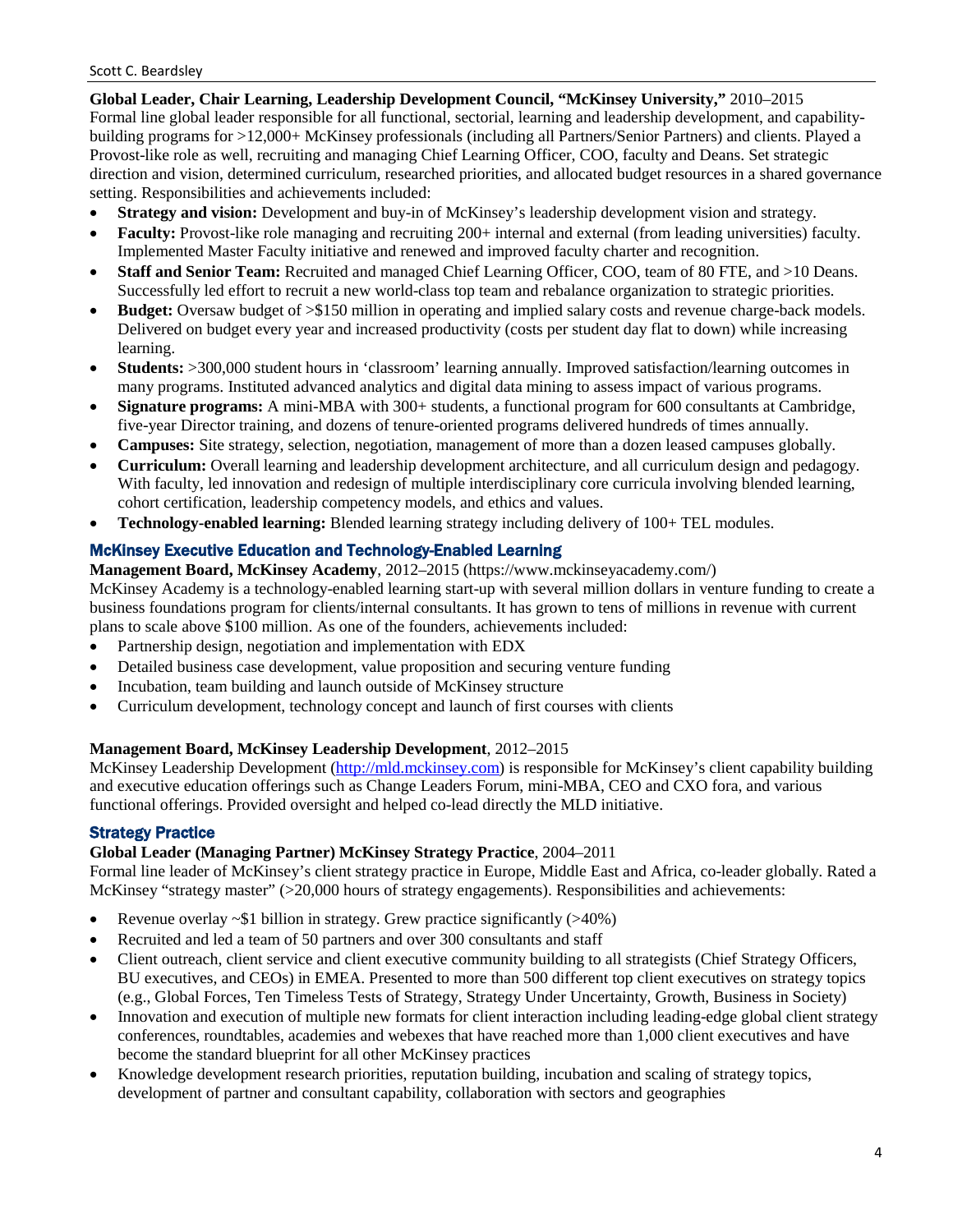**Global Leader, Chair Learning, Leadership Development Council, "McKinsey University,"** 2010–2015
Formal line global leader responsible for all functional, sectorial, learning and leadership development, and capability-building programs for >12,000+ McKinsey professionals (including all Partners/Senior Partners) and clients. Played a Provost-like role as well, recruiting and managing Chief Learning Officer, COO, faculty and Deans. Set strategic direction and vision, determined curriculum, researched priorities, and allocated budget resources in a shared governance setting. Responsibilities and achievements included:

- **Strategy and vision:** Development and buy-in of McKinsey's leadership development vision and strategy.
- **Faculty:** Provost-like role managing and recruiting 200+ internal and external (from leading universities) faculty. Implemented Master Faculty initiative and renewed and improved faculty charter and recognition.
- **Staff and Senior Team:** Recruited and managed Chief Learning Officer, COO, team of 80 FTE, and >10 Deans. Successfully led effort to recruit a new world-class top team and rebalance organization to strategic priorities.
- **Budget:** Oversaw budget of >$150 million in operating and implied salary costs and revenue charge-back models. Delivered on budget every year and increased productivity (costs per student day flat to down) while increasing learning.
- **Students:** >300,000 student hours in 'classroom' learning annually. Improved satisfaction/learning outcomes in many programs. Instituted advanced analytics and digital data mining to assess impact of various programs.
- **Signature programs:** A mini-MBA with 300+ students, a functional program for 600 consultants at Cambridge, five-year Director training, and dozens of tenure-oriented programs delivered hundreds of times annually.
- **Campuses:** Site strategy, selection, negotiation, management of more than a dozen leased campuses globally.
- **Curriculum:** Overall learning and leadership development architecture, and all curriculum design and pedagogy. With faculty, led innovation and redesign of multiple interdisciplinary core curricula involving blended learning, cohort certification, leadership competency models, and ethics and values.
- **Technology-enabled learning:** Blended learning strategy including delivery of 100+ TEL modules.

## McKinsey Executive Education and Technology-Enabled Learning

**Management Board, McKinsey Academy**, 2012–2015 (https://www.mckinseyacademy.com/)
McKinsey Academy is a technology-enabled learning start-up with several million dollars in venture funding to create a business foundations program for clients/internal consultants. It has grown to tens of millions in revenue with current plans to scale above $100 million. As one of the founders, achievements included:

- Partnership design, negotiation and implementation with EDX
- Detailed business case development, value proposition and securing venture funding
- Incubation, team building and launch outside of McKinsey structure
- Curriculum development, technology concept and launch of first courses with clients

**Management Board, McKinsey Leadership Development**, 2012–2015
McKinsey Leadership Development (http://mld.mckinsey.com) is responsible for McKinsey's client capability building and executive education offerings such as Change Leaders Forum, mini-MBA, CEO and CXO fora, and various functional offerings. Provided oversight and helped co-lead directly the MLD initiative.

## Strategy Practice

**Global Leader (Managing Partner) McKinsey Strategy Practice**, 2004–2011
Formal line leader of McKinsey's client strategy practice in Europe, Middle East and Africa, co-leader globally. Rated a McKinsey "strategy master" (>20,000 hours of strategy engagements). Responsibilities and achievements:

- Revenue overlay ~$1 billion in strategy. Grew practice significantly (>40%)
- Recruited and led a team of 50 partners and over 300 consultants and staff
- Client outreach, client service and client executive community building to all strategists (Chief Strategy Officers, BU executives, and CEOs) in EMEA. Presented to more than 500 different top client executives on strategy topics (e.g., Global Forces, Ten Timeless Tests of Strategy, Strategy Under Uncertainty, Growth, Business in Society)
- Innovation and execution of multiple new formats for client interaction including leading-edge global client strategy conferences, roundtables, academies and webexes that have reached more than 1,000 client executives and have become the standard blueprint for all other McKinsey practices
- Knowledge development research priorities, reputation building, incubation and scaling of strategy topics, development of partner and consultant capability, collaboration with sectors and geographies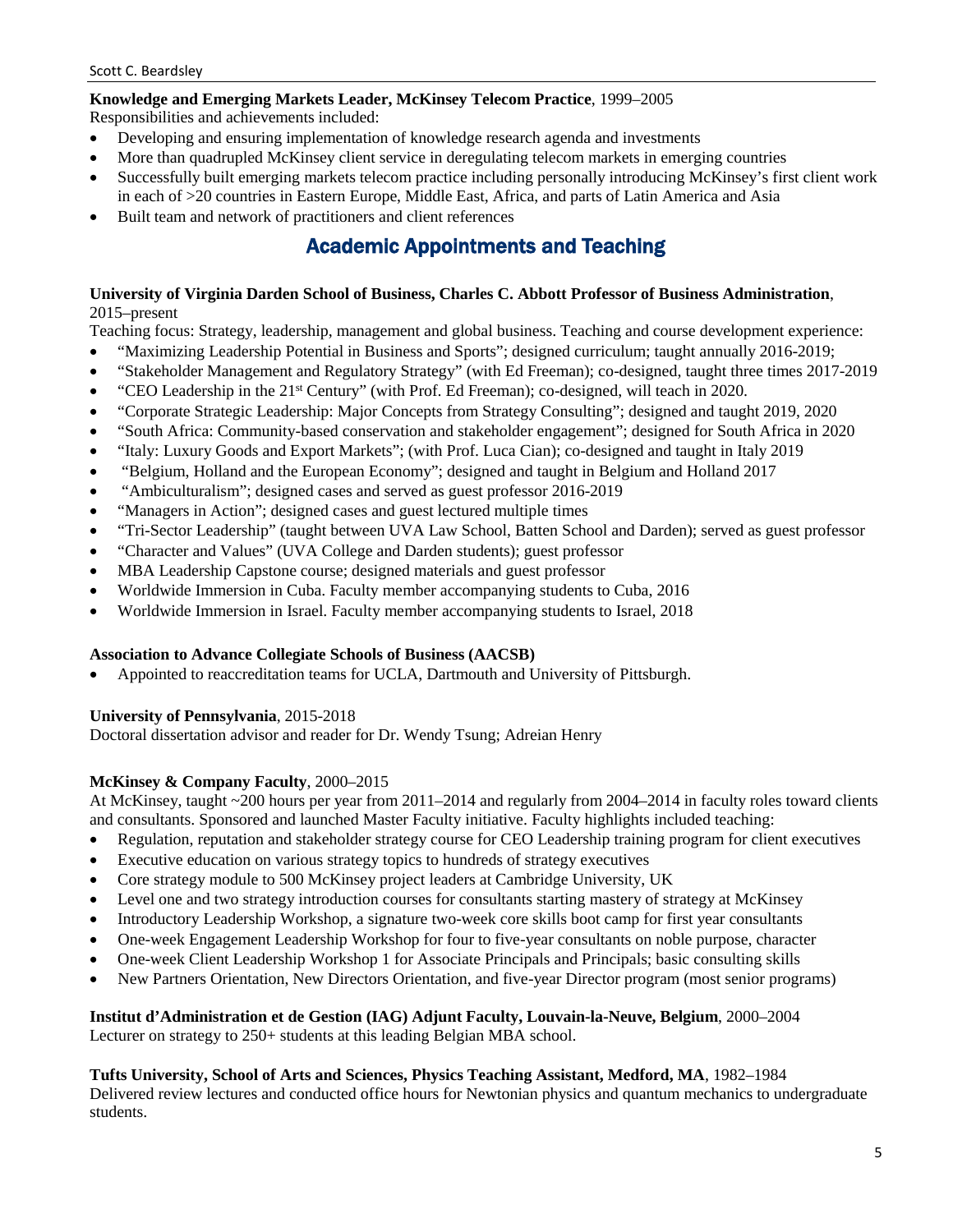**Knowledge and Emerging Markets Leader, McKinsey Telecom Practice**, 1999–2005
Responsibilities and achievements included:

- Developing and ensuring implementation of knowledge research agenda and investments
- More than quadrupled McKinsey client service in deregulating telecom markets in emerging countries
- Successfully built emerging markets telecom practice including personally introducing McKinsey's first client work in each of >20 countries in Eastern Europe, Middle East, Africa, and parts of Latin America and Asia
- Built team and network of practitioners and client references

## Academic Appointments and Teaching

**University of Virginia Darden School of Business, Charles C. Abbott Professor of Business Administration**, 2015–present
Teaching focus: Strategy, leadership, management and global business. Teaching and course development experience:

- "Maximizing Leadership Potential in Business and Sports"; designed curriculum; taught annually 2016-2019;
- "Stakeholder Management and Regulatory Strategy" (with Ed Freeman); co-designed, taught three times 2017-2019
- "CEO Leadership in the 21st Century" (with Prof. Ed Freeman); co-designed, will teach in 2020.
- "Corporate Strategic Leadership: Major Concepts from Strategy Consulting"; designed and taught 2019, 2020
- "South Africa: Community-based conservation and stakeholder engagement"; designed for South Africa in 2020
- "Italy: Luxury Goods and Export Markets"; (with Prof. Luca Cian); co-designed and taught in Italy 2019
- "Belgium, Holland and the European Economy"; designed and taught in Belgium and Holland 2017
- "Ambiculturalism"; designed cases and served as guest professor 2016-2019
- "Managers in Action"; designed cases and guest lectured multiple times
- "Tri-Sector Leadership" (taught between UVA Law School, Batten School and Darden); served as guest professor
- "Character and Values" (UVA College and Darden students); guest professor
- MBA Leadership Capstone course; designed materials and guest professor
- Worldwide Immersion in Cuba. Faculty member accompanying students to Cuba, 2016
- Worldwide Immersion in Israel. Faculty member accompanying students to Israel, 2018

**Association to Advance Collegiate Schools of Business (AACSB)**

- Appointed to reaccreditation teams for UCLA, Dartmouth and University of Pittsburgh.

**University of Pennsylvania**, 2015-2018
Doctoral dissertation advisor and reader for Dr. Wendy Tsung; Adreian Henry

**McKinsey & Company Faculty**, 2000–2015
At McKinsey, taught ~200 hours per year from 2011–2014 and regularly from 2004–2014 in faculty roles toward clients and consultants. Sponsored and launched Master Faculty initiative. Faculty highlights included teaching:

- Regulation, reputation and stakeholder strategy course for CEO Leadership training program for client executives
- Executive education on various strategy topics to hundreds of strategy executives
- Core strategy module to 500 McKinsey project leaders at Cambridge University, UK
- Level one and two strategy introduction courses for consultants starting mastery of strategy at McKinsey
- Introductory Leadership Workshop, a signature two-week core skills boot camp for first year consultants
- One-week Engagement Leadership Workshop for four to five-year consultants on noble purpose, character
- One-week Client Leadership Workshop 1 for Associate Principals and Principals; basic consulting skills
- New Partners Orientation, New Directors Orientation, and five-year Director program (most senior programs)

**Institut d'Administration et de Gestion (IAG) Adjunt Faculty, Louvain-la-Neuve, Belgium**, 2000–2004
Lecturer on strategy to 250+ students at this leading Belgian MBA school.

**Tufts University, School of Arts and Sciences, Physics Teaching Assistant, Medford, MA**, 1982–1984
Delivered review lectures and conducted office hours for Newtonian physics and quantum mechanics to undergraduate students.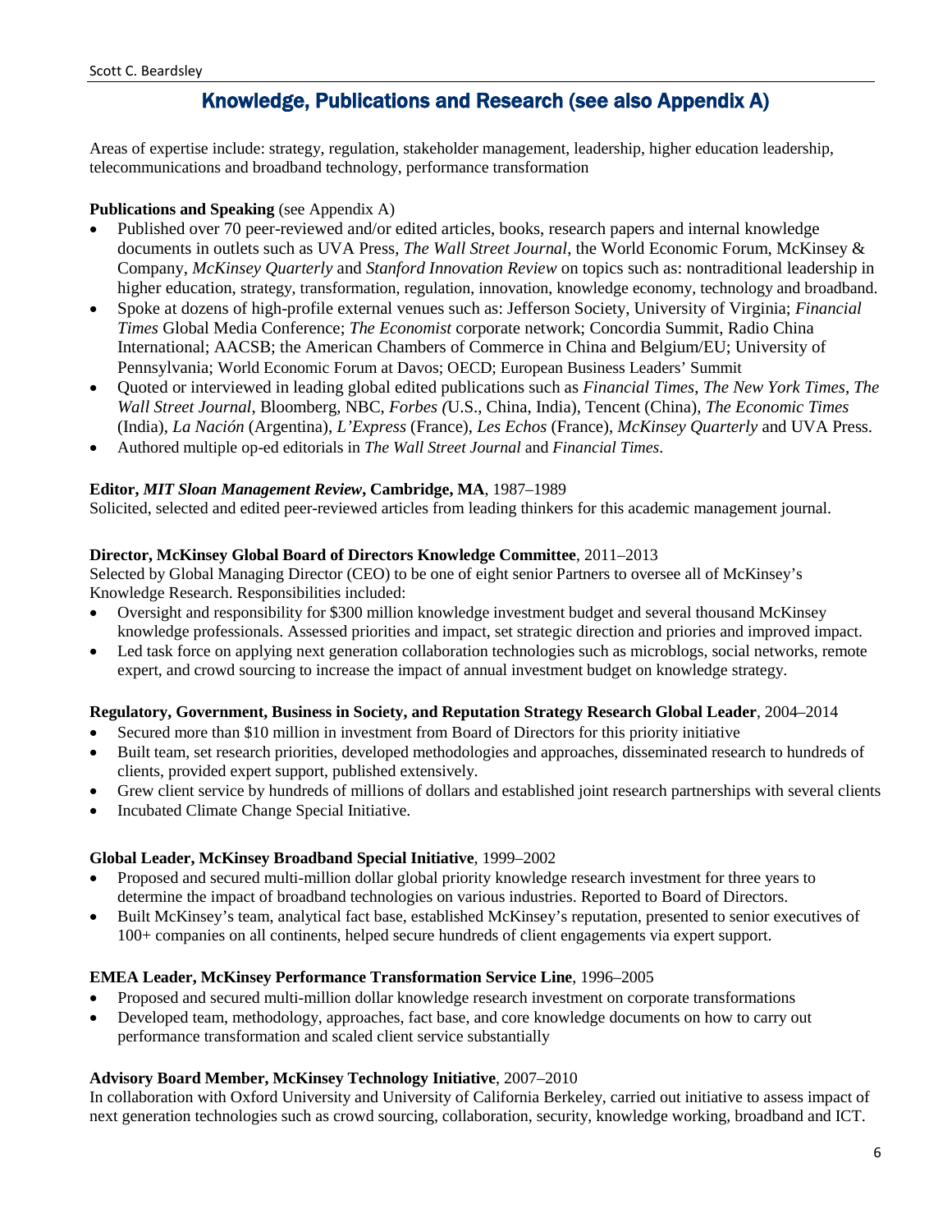## Knowledge, Publications and Research (see also Appendix A)

Areas of expertise include: strategy, regulation, stakeholder management, leadership, higher education leadership, telecommunications and broadband technology, performance transformation

**Publications and Speaking** (see Appendix A)

- Published over 70 peer-reviewed and/or edited articles, books, research papers and internal knowledge documents in outlets such as UVA Press, *The Wall Street Journal*, the World Economic Forum, McKinsey & Company, *McKinsey Quarterly* and *Stanford Innovation Review* on topics such as: nontraditional leadership in higher education, strategy, transformation, regulation, innovation, knowledge economy, technology and broadband.
- Spoke at dozens of high-profile external venues such as: Jefferson Society, University of Virginia; *Financial Times* Global Media Conference; *The Economist* corporate network; Concordia Summit, Radio China International; AACSB; the American Chambers of Commerce in China and Belgium/EU; University of Pennsylvania; World Economic Forum at Davos; OECD; European Business Leaders' Summit
- Quoted or interviewed in leading global edited publications such as *Financial Times*, *The New York Times*, *The Wall Street Journal*, Bloomberg, NBC, *Forbes (*U.S., China, India), Tencent (China), *The Economic Times* (India), *La Nación* (Argentina), *L'Express* (France), *Les Echos* (France), *McKinsey Quarterly* and UVA Press.
- Authored multiple op-ed editorials in *The Wall Street Journal* and *Financial Times*.

**Editor, *MIT Sloan Management Review*, Cambridge, MA**, 1987–1989

Solicited, selected and edited peer-reviewed articles from leading thinkers for this academic management journal.

**Director, McKinsey Global Board of Directors Knowledge Committee**, 2011–2013

Selected by Global Managing Director (CEO) to be one of eight senior Partners to oversee all of McKinsey's Knowledge Research. Responsibilities included:

- Oversight and responsibility for $300 million knowledge investment budget and several thousand McKinsey knowledge professionals. Assessed priorities and impact, set strategic direction and priories and improved impact.
- Led task force on applying next generation collaboration technologies such as microblogs, social networks, remote expert, and crowd sourcing to increase the impact of annual investment budget on knowledge strategy.

**Regulatory, Government, Business in Society, and Reputation Strategy Research Global Leader**, 2004–2014

- Secured more than $10 million in investment from Board of Directors for this priority initiative
- Built team, set research priorities, developed methodologies and approaches, disseminated research to hundreds of clients, provided expert support, published extensively.
- Grew client service by hundreds of millions of dollars and established joint research partnerships with several clients
- Incubated Climate Change Special Initiative.

**Global Leader, McKinsey Broadband Special Initiative**, 1999–2002

- Proposed and secured multi-million dollar global priority knowledge research investment for three years to determine the impact of broadband technologies on various industries. Reported to Board of Directors.
- Built McKinsey's team, analytical fact base, established McKinsey's reputation, presented to senior executives of 100+ companies on all continents, helped secure hundreds of client engagements via expert support.

**EMEA Leader, McKinsey Performance Transformation Service Line**, 1996–2005

- Proposed and secured multi-million dollar knowledge research investment on corporate transformations
- Developed team, methodology, approaches, fact base, and core knowledge documents on how to carry out performance transformation and scaled client service substantially

**Advisory Board Member, McKinsey Technology Initiative**, 2007–2010

In collaboration with Oxford University and University of California Berkeley, carried out initiative to assess impact of next generation technologies such as crowd sourcing, collaboration, security, knowledge working, broadband and ICT.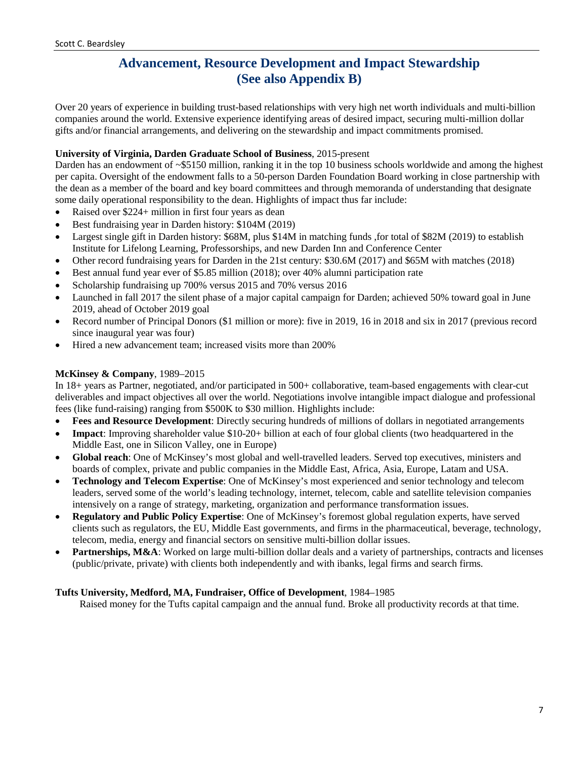## Advancement, Resource Development and Impact Stewardship (See also Appendix B)

Over 20 years of experience in building trust-based relationships with very high net worth individuals and multi-billion companies around the world. Extensive experience identifying areas of desired impact, securing multi-million dollar gifts and/or financial arrangements, and delivering on the stewardship and impact commitments promised.

**University of Virginia, Darden Graduate School of Business**, 2015-present

Darden has an endowment of ~$5150 million, ranking it in the top 10 business schools worldwide and among the highest per capita. Oversight of the endowment falls to a 50-person Darden Foundation Board working in close partnership with the dean as a member of the board and key board committees and through memoranda of understanding that designate some daily operational responsibility to the dean. Highlights of impact thus far include:

- Raised over $224+ million in first four years as dean
- Best fundraising year in Darden history: $104M (2019)
- Largest single gift in Darden history: $68M, plus $14M in matching funds ,for total of $82M (2019) to establish Institute for Lifelong Learning, Professorships, and new Darden Inn and Conference Center
- Other record fundraising years for Darden in the 21st century: $30.6M (2017) and $65M with matches (2018)
- Best annual fund year ever of $5.85 million (2018); over 40% alumni participation rate
- Scholarship fundraising up 700% versus 2015 and 70% versus 2016
- Launched in fall 2017 the silent phase of a major capital campaign for Darden; achieved 50% toward goal in June 2019, ahead of October 2019 goal
- Record number of Principal Donors ($1 million or more): five in 2019, 16 in 2018 and six in 2017 (previous record since inaugural year was four)
- Hired a new advancement team; increased visits more than 200%

**McKinsey & Company**, 1989–2015

In 18+ years as Partner, negotiated, and/or participated in 500+ collaborative, team-based engagements with clear-cut deliverables and impact objectives all over the world. Negotiations involve intangible impact dialogue and professional fees (like fund-raising) ranging from $500K to $30 million. Highlights include:

- **Fees and Resource Development**: Directly securing hundreds of millions of dollars in negotiated arrangements
- **Impact**: Improving shareholder value $10-20+ billion at each of four global clients (two headquartered in the Middle East, one in Silicon Valley, one in Europe)
- **Global reach**: One of McKinsey's most global and well-travelled leaders. Served top executives, ministers and boards of complex, private and public companies in the Middle East, Africa, Asia, Europe, Latam and USA.
- **Technology and Telecom Expertise**: One of McKinsey's most experienced and senior technology and telecom leaders, served some of the world's leading technology, internet, telecom, cable and satellite television companies intensively on a range of strategy, marketing, organization and performance transformation issues.
- **Regulatory and Public Policy Expertise**: One of McKinsey's foremost global regulation experts, have served clients such as regulators, the EU, Middle East governments, and firms in the pharmaceutical, beverage, technology, telecom, media, energy and financial sectors on sensitive multi-billion dollar issues.
- **Partnerships, M&A**: Worked on large multi-billion dollar deals and a variety of partnerships, contracts and licenses (public/private, private) with clients both independently and with ibanks, legal firms and search firms.

**Tufts University, Medford, MA, Fundraiser, Office of Development**, 1984–1985

Raised money for the Tufts capital campaign and the annual fund. Broke all productivity records at that time.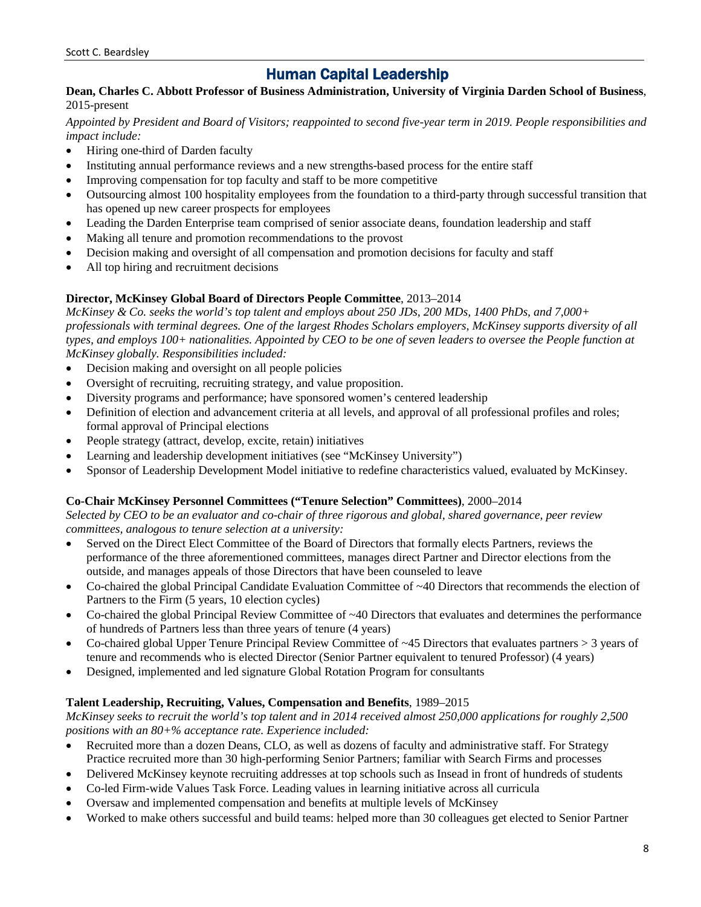## Human Capital Leadership

**Dean, Charles C. Abbott Professor of Business Administration, University of Virginia Darden School of Business**, 2015-present

*Appointed by President and Board of Visitors; reappointed to second five-year term in 2019. People responsibilities and impact include:*

- Hiring one-third of Darden faculty
- Instituting annual performance reviews and a new strengths-based process for the entire staff
- Improving compensation for top faculty and staff to be more competitive
- Outsourcing almost 100 hospitality employees from the foundation to a third-party through successful transition that has opened up new career prospects for employees
- Leading the Darden Enterprise team comprised of senior associate deans, foundation leadership and staff
- Making all tenure and promotion recommendations to the provost
- Decision making and oversight of all compensation and promotion decisions for faculty and staff
- All top hiring and recruitment decisions

**Director, McKinsey Global Board of Directors People Committee**, 2013–2014

*McKinsey & Co. seeks the world's top talent and employs about 250 JDs, 200 MDs, 1400 PhDs, and 7,000+ professionals with terminal degrees. One of the largest Rhodes Scholars employers, McKinsey supports diversity of all types, and employs 100+ nationalities. Appointed by CEO to be one of seven leaders to oversee the People function at McKinsey globally. Responsibilities included:*

- Decision making and oversight on all people policies
- Oversight of recruiting, recruiting strategy, and value proposition.
- Diversity programs and performance; have sponsored women's centered leadership
- Definition of election and advancement criteria at all levels, and approval of all professional profiles and roles; formal approval of Principal elections
- People strategy (attract, develop, excite, retain) initiatives
- Learning and leadership development initiatives (see "McKinsey University")
- Sponsor of Leadership Development Model initiative to redefine characteristics valued, evaluated by McKinsey.

**Co-Chair McKinsey Personnel Committees ("Tenure Selection" Committees)**, 2000–2014

*Selected by CEO to be an evaluator and co-chair of three rigorous and global, shared governance, peer review committees, analogous to tenure selection at a university:*

- Served on the Direct Elect Committee of the Board of Directors that formally elects Partners, reviews the performance of the three aforementioned committees, manages direct Partner and Director elections from the outside, and manages appeals of those Directors that have been counseled to leave
- Co-chaired the global Principal Candidate Evaluation Committee of ~40 Directors that recommends the election of Partners to the Firm (5 years, 10 election cycles)
- Co-chaired the global Principal Review Committee of ~40 Directors that evaluates and determines the performance of hundreds of Partners less than three years of tenure (4 years)
- Co-chaired global Upper Tenure Principal Review Committee of ~45 Directors that evaluates partners > 3 years of tenure and recommends who is elected Director (Senior Partner equivalent to tenured Professor) (4 years)
- Designed, implemented and led signature Global Rotation Program for consultants

**Talent Leadership, Recruiting, Values, Compensation and Benefits**, 1989–2015

*McKinsey seeks to recruit the world's top talent and in 2014 received almost 250,000 applications for roughly 2,500 positions with an 80+% acceptance rate. Experience included:*

- Recruited more than a dozen Deans, CLO, as well as dozens of faculty and administrative staff. For Strategy Practice recruited more than 30 high-performing Senior Partners; familiar with Search Firms and processes
- Delivered McKinsey keynote recruiting addresses at top schools such as Insead in front of hundreds of students
- Co-led Firm-wide Values Task Force. Leading values in learning initiative across all curricula
- Oversaw and implemented compensation and benefits at multiple levels of McKinsey
- Worked to make others successful and build teams: helped more than 30 colleagues get elected to Senior Partner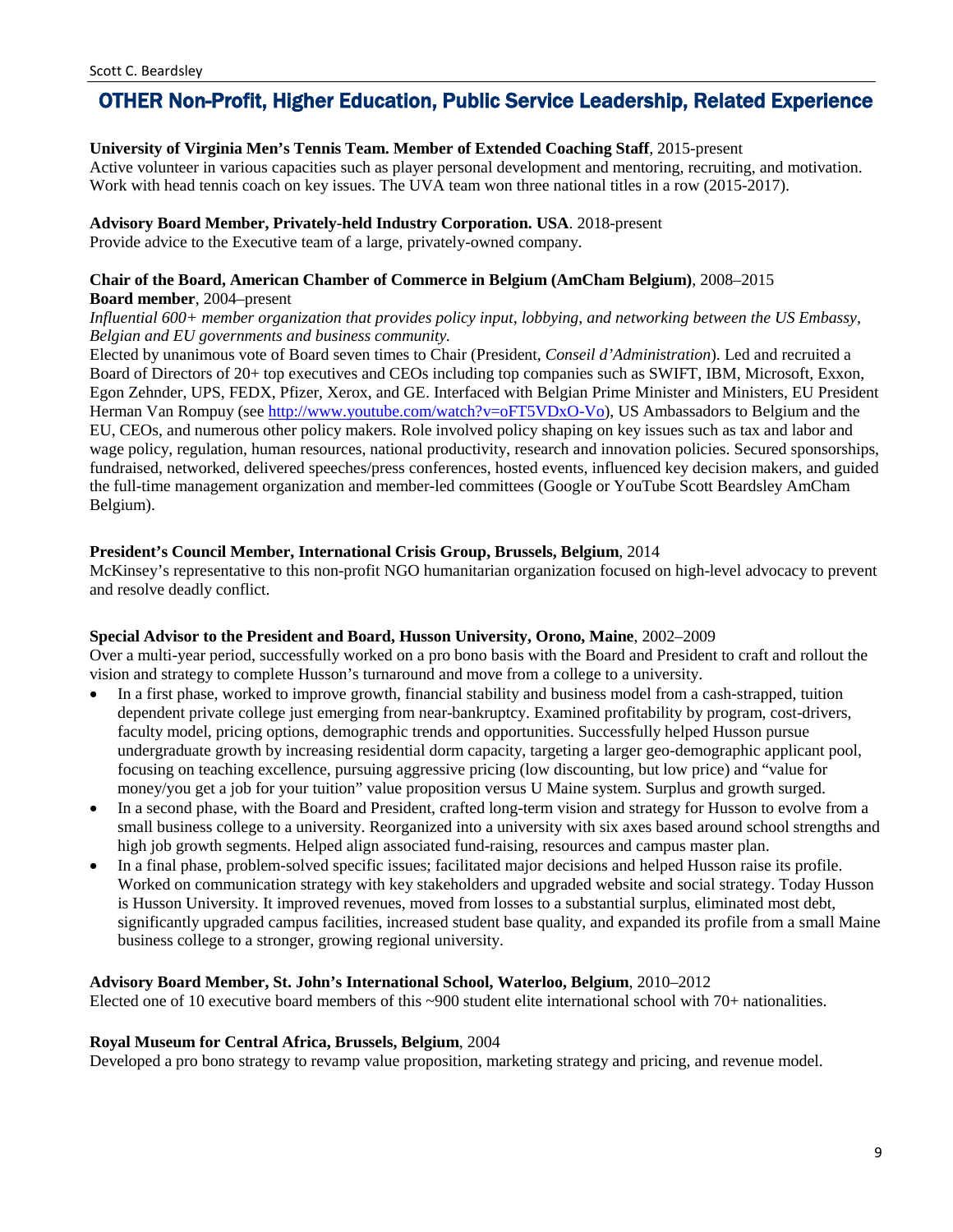## OTHER Non-Profit, Higher Education, Public Service Leadership, Related Experience

**University of Virginia Men's Tennis Team. Member of Extended Coaching Staff**, 2015-present
Active volunteer in various capacities such as player personal development and mentoring, recruiting, and motivation. Work with head tennis coach on key issues. The UVA team won three national titles in a row (2015-2017).

**Advisory Board Member, Privately-held Industry Corporation. USA**. 2018-present
Provide advice to the Executive team of a large, privately-owned company.

**Chair of the Board, American Chamber of Commerce in Belgium (AmCham Belgium)**, 2008–2015
**Board member**, 2004–present
*Influential 600+ member organization that provides policy input, lobbying, and networking between the US Embassy, Belgian and EU governments and business community.*
Elected by unanimous vote of Board seven times to Chair (President, *Conseil d'Administration*). Led and recruited a Board of Directors of 20+ top executives and CEOs including top companies such as SWIFT, IBM, Microsoft, Exxon, Egon Zehnder, UPS, FEDX, Pfizer, Xerox, and GE. Interfaced with Belgian Prime Minister and Ministers, EU President Herman Van Rompuy (see [http://www.youtube.com/watch?v=oFT5VDxO-Vo](http://www.youtube.com/watch?v=oFT5VDxO-Vo)), US Ambassadors to Belgium and the EU, CEOs, and numerous other policy makers. Role involved policy shaping on key issues such as tax and labor and wage policy, regulation, human resources, national productivity, research and innovation policies. Secured sponsorships, fundraised, networked, delivered speeches/press conferences, hosted events, influenced key decision makers, and guided the full-time management organization and member-led committees (Google or YouTube Scott Beardsley AmCham Belgium).

**President's Council Member, International Crisis Group, Brussels, Belgium**, 2014
McKinsey's representative to this non-profit NGO humanitarian organization focused on high-level advocacy to prevent and resolve deadly conflict.

**Special Advisor to the President and Board, Husson University, Orono, Maine**, 2002–2009
Over a multi-year period, successfully worked on a pro bono basis with the Board and President to craft and rollout the vision and strategy to complete Husson's turnaround and move from a college to a university.

- In a first phase, worked to improve growth, financial stability and business model from a cash-strapped, tuition dependent private college just emerging from near-bankruptcy. Examined profitability by program, cost-drivers, faculty model, pricing options, demographic trends and opportunities. Successfully helped Husson pursue undergraduate growth by increasing residential dorm capacity, targeting a larger geo-demographic applicant pool, focusing on teaching excellence, pursuing aggressive pricing (low discounting, but low price) and "value for money/you get a job for your tuition" value proposition versus U Maine system. Surplus and growth surged.
- In a second phase, with the Board and President, crafted long-term vision and strategy for Husson to evolve from a small business college to a university. Reorganized into a university with six axes based around school strengths and high job growth segments. Helped align associated fund-raising, resources and campus master plan.
- In a final phase, problem-solved specific issues; facilitated major decisions and helped Husson raise its profile. Worked on communication strategy with key stakeholders and upgraded website and social strategy. Today Husson is Husson University. It improved revenues, moved from losses to a substantial surplus, eliminated most debt, significantly upgraded campus facilities, increased student base quality, and expanded its profile from a small Maine business college to a stronger, growing regional university.

**Advisory Board Member, St. John's International School, Waterloo, Belgium**, 2010–2012
Elected one of 10 executive board members of this ~900 student elite international school with 70+ nationalities.

**Royal Museum for Central Africa, Brussels, Belgium**, 2004
Developed a pro bono strategy to revamp value proposition, marketing strategy and pricing, and revenue model.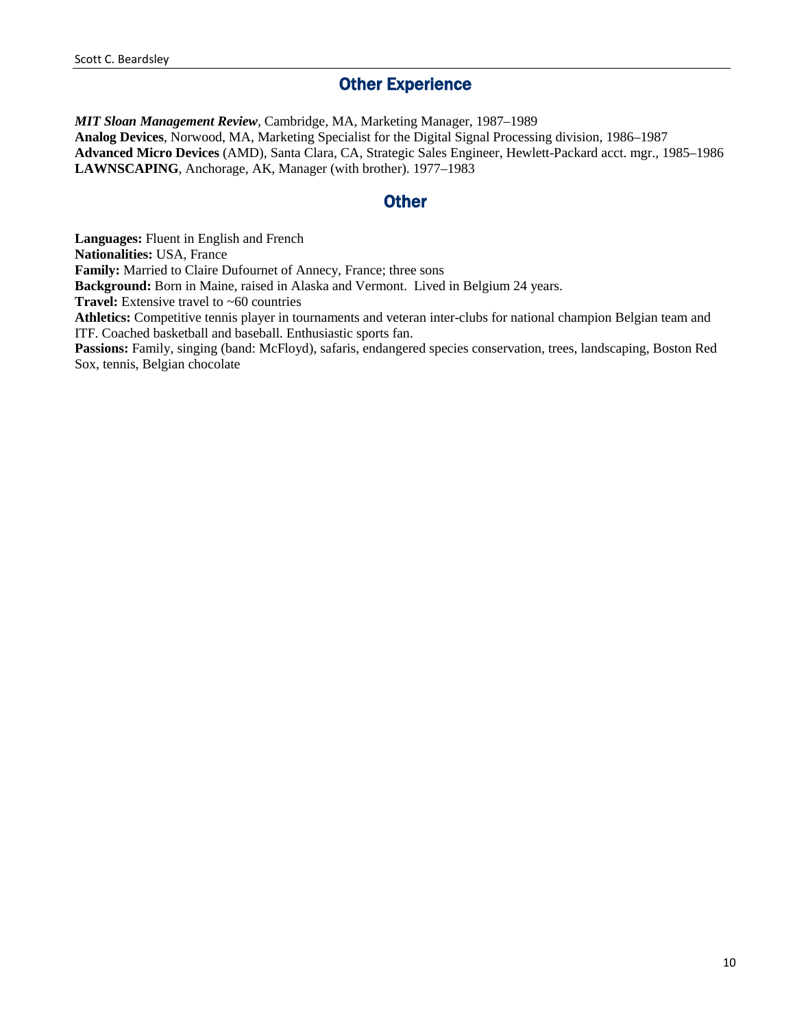## Other Experience

***MIT Sloan Management Review***, Cambridge, MA, Marketing Manager, 1987–1989
**Analog Devices**, Norwood, MA, Marketing Specialist for the Digital Signal Processing division, 1986–1987
**Advanced Micro Devices** (AMD), Santa Clara, CA, Strategic Sales Engineer, Hewlett-Packard acct. mgr., 1985–1986
**LAWNSCAPING**, Anchorage, AK, Manager (with brother). 1977–1983

## Other

**Languages:** Fluent in English and French
**Nationalities:** USA, France
**Family:** Married to Claire Dufournet of Annecy, France; three sons
**Background:** Born in Maine, raised in Alaska and Vermont. Lived in Belgium 24 years.
**Travel:** Extensive travel to ~60 countries
**Athletics:** Competitive tennis player in tournaments and veteran inter-clubs for national champion Belgian team and ITF. Coached basketball and baseball. Enthusiastic sports fan.
**Passions:** Family, singing (band: McFloyd), safaris, endangered species conservation, trees, landscaping, Boston Red Sox, tennis, Belgian chocolate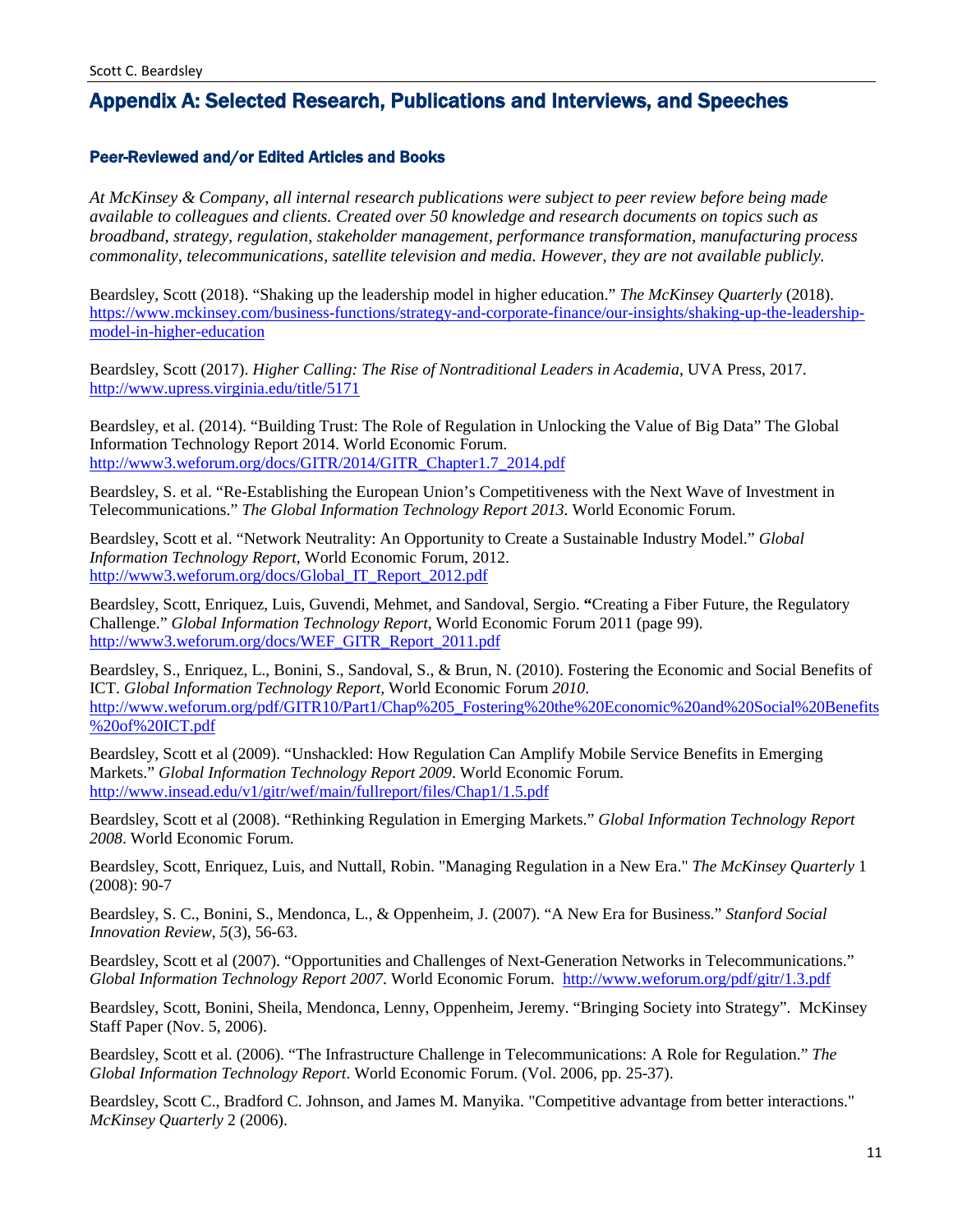## Appendix A: Selected Research, Publications and Interviews, and Speeches

### Peer-Reviewed and/or Edited Articles and Books

*At McKinsey & Company, all internal research publications were subject to peer review before being made available to colleagues and clients. Created over 50 knowledge and research documents on topics such as broadband, strategy, regulation, stakeholder management, performance transformation, manufacturing process commonality, telecommunications, satellite television and media. However, they are not available publicly.*

Beardsley, Scott (2018). "Shaking up the leadership model in higher education." *The McKinsey Quarterly* (2018). https://www.mckinsey.com/business-functions/strategy-and-corporate-finance/our-insights/shaking-up-the-leadership-model-in-higher-education

Beardsley, Scott (2017). *Higher Calling: The Rise of Nontraditional Leaders in Academia*, UVA Press, 2017. http://www.upress.virginia.edu/title/5171

Beardsley, et al. (2014). "Building Trust: The Role of Regulation in Unlocking the Value of Big Data" The Global Information Technology Report 2014. World Economic Forum. http://www3.weforum.org/docs/GITR/2014/GITR_Chapter1.7_2014.pdf

Beardsley, S. et al. "Re-Establishing the European Union's Competitiveness with the Next Wave of Investment in Telecommunications." *The Global Information Technology Report 2013*. World Economic Forum.

Beardsley, Scott et al. "Network Neutrality: An Opportunity to Create a Sustainable Industry Model." *Global Information Technology Report*, World Economic Forum, 2012. http://www3.weforum.org/docs/Global_IT_Report_2012.pdf

Beardsley, Scott, Enriquez, Luis, Guvendi, Mehmet, and Sandoval, Sergio. **"**Creating a Fiber Future, the Regulatory Challenge." *Global Information Technology Report*, World Economic Forum 2011 (page 99). http://www3.weforum.org/docs/WEF_GITR_Report_2011.pdf

Beardsley, S., Enriquez, L., Bonini, S., Sandoval, S., & Brun, N. (2010). Fostering the Economic and Social Benefits of ICT. *Global Information Technology Report*, World Economic Forum *2010*. http://www.weforum.org/pdf/GITR10/Part1/Chap%205_Fostering%20the%20Economic%20and%20Social%20Benefits%20of%20ICT.pdf

Beardsley, Scott et al (2009). "Unshackled: How Regulation Can Amplify Mobile Service Benefits in Emerging Markets." *Global Information Technology Report 2009*. World Economic Forum. http://www.insead.edu/v1/gitr/wef/main/fullreport/files/Chap1/1.5.pdf

Beardsley, Scott et al (2008). "Rethinking Regulation in Emerging Markets." *Global Information Technology Report 2008*. World Economic Forum.

Beardsley, Scott, Enriquez, Luis, and Nuttall, Robin. "Managing Regulation in a New Era." *The McKinsey Quarterly* 1 (2008): 90-7

Beardsley, S. C., Bonini, S., Mendonca, L., & Oppenheim, J. (2007). "A New Era for Business." *Stanford Social Innovation Review*, *5*(3), 56-63.

Beardsley, Scott et al (2007). "Opportunities and Challenges of Next-Generation Networks in Telecommunications." *Global Information Technology Report 2007*. World Economic Forum. http://www.weforum.org/pdf/gitr/1.3.pdf

Beardsley, Scott, Bonini, Sheila, Mendonca, Lenny, Oppenheim, Jeremy. "Bringing Society into Strategy". McKinsey Staff Paper (Nov. 5, 2006).

Beardsley, Scott et al. (2006). "The Infrastructure Challenge in Telecommunications: A Role for Regulation." *The Global Information Technology Report*. World Economic Forum. (Vol. 2006, pp. 25-37).

Beardsley, Scott C., Bradford C. Johnson, and James M. Manyika. "Competitive advantage from better interactions." *McKinsey Quarterly* 2 (2006).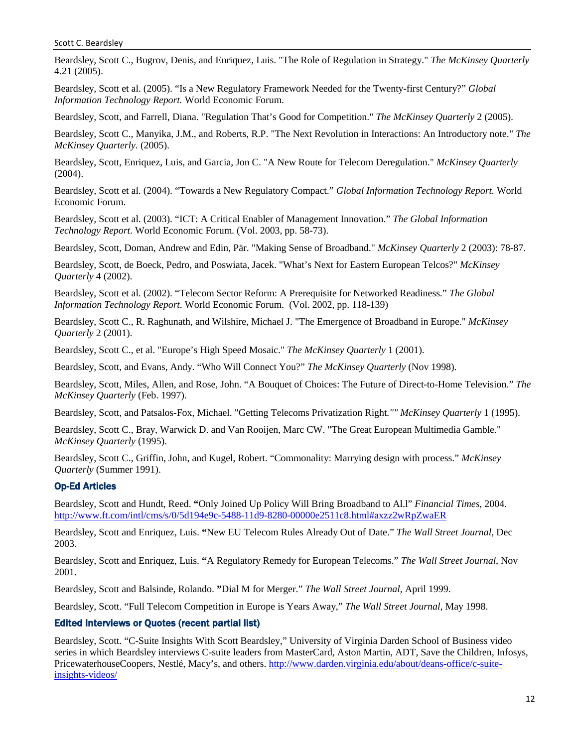Beardsley, Scott C., Bugrov, Denis, and Enriquez, Luis. "The Role of Regulation in Strategy." *The McKinsey Quarterly* 4.21 (2005).

Beardsley, Scott et al. (2005). "Is a New Regulatory Framework Needed for the Twenty-first Century?" *Global Information Technology Report.* World Economic Forum.

Beardsley, Scott, and Farrell, Diana. "Regulation That's Good for Competition." *The McKinsey Quarterly* 2 (2005).

Beardsley, Scott C., Manyika, J.M., and Roberts, R.P. "The Next Revolution in Interactions: An Introductory note." *The McKinsey Quarterly.* (2005).

Beardsley, Scott, Enriquez, Luis, and Garcia, Jon C. "A New Route for Telecom Deregulation." *McKinsey Quarterly* (2004).

Beardsley, Scott et al. (2004). "Towards a New Regulatory Compact." *Global Information Technology Report.* World Economic Forum.

Beardsley, Scott et al. (2003). "ICT: A Critical Enabler of Management Innovation." *The Global Information Technology Report*. World Economic Forum. (Vol. 2003, pp. 58-73).

Beardsley, Scott, Doman, Andrew and Edin, Pär. "Making Sense of Broadband." *McKinsey Quarterly* 2 (2003): 78-87.

Beardsley, Scott, de Boeck, Pedro, and Poswiata, Jacek. "What's Next for Eastern European Telcos?" *McKinsey Quarterly* 4 (2002).

Beardsley, Scott et al. (2002). "Telecom Sector Reform: A Prerequisite for Networked Readiness." *The Global Information Technology Report*. World Economic Forum. (Vol. 2002, pp. 118-139)

Beardsley, Scott C., R. Raghunath, and Wilshire, Michael J. "The Emergence of Broadband in Europe." *McKinsey Quarterly* 2 (2001).

Beardsley, Scott C., et al. "Europe's High Speed Mosaic." *The McKinsey Quarterly* 1 (2001).

Beardsley, Scott, and Evans, Andy. "Who Will Connect You?" *The McKinsey Quarterly* (Nov 1998).

Beardsley, Scott, Miles, Allen, and Rose, John. "A Bouquet of Choices: The Future of Direct-to-Home Television." *The McKinsey Quarterly* (Feb. 1997).

Beardsley, Scott, and Patsalos-Fox, Michael. "Getting Telecoms Privatization Right."" *McKinsey Quarterly* 1 (1995).

Beardsley, Scott C., Bray, Warwick D. and Van Rooijen, Marc CW. "The Great European Multimedia Gamble." *McKinsey Quarterly* (1995).

Beardsley, Scott C., Griffin, John, and Kugel, Robert. "Commonality: Marrying design with process." *McKinsey Quarterly* (Summer 1991).

### Op-Ed Articles

Beardsley, Scott and Hundt, Reed. "Only Joined Up Policy Will Bring Broadband to Al.l" *Financial Times*, 2004. http://www.ft.com/intl/cms/s/0/5d194e9c-5488-11d9-8280-00000e2511c8.html#axzz2wRpZwaER

Beardsley, Scott and Enriquez, Luis. "New EU Telecom Rules Already Out of Date." *The Wall Street Journal*, Dec 2003.

Beardsley, Scott and Enriquez, Luis. "A Regulatory Remedy for European Telecoms." *The Wall Street Journal*, Nov 2001.

Beardsley, Scott and Balsinde, Rolando. "Dial M for Merger." *The Wall Street Journal*, April 1999.

Beardsley, Scott. "Full Telecom Competition in Europe is Years Away," *The Wall Street Journal*, May 1998.

### Edited Interviews or Quotes (recent partial list)

Beardsley, Scott. "C-Suite Insights With Scott Beardsley," University of Virginia Darden School of Business video series in which Beardsley interviews C-suite leaders from MasterCard, Aston Martin, ADT, Save the Children, Infosys, PricewaterhouseCoopers, Nestlé, Macy's, and others. http://www.darden.virginia.edu/about/deans-office/c-suite-insights-videos/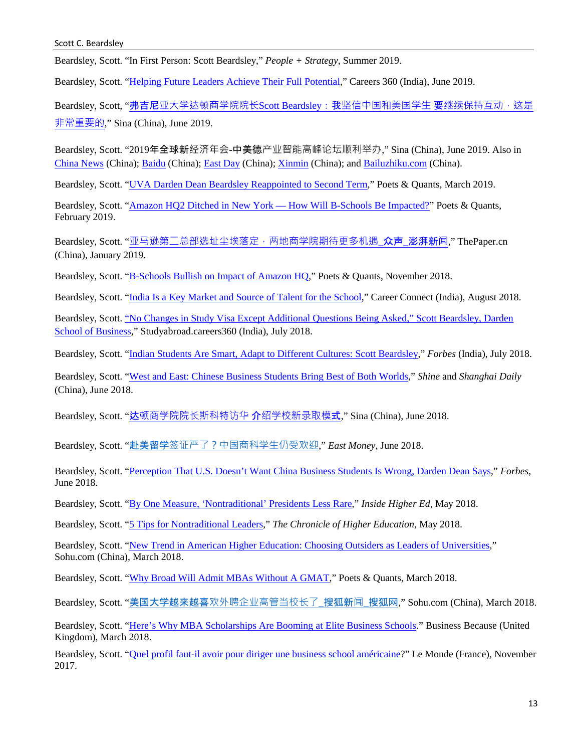Beardsley, Scott. "In First Person: Scott Beardsley," *People + Strategy*, Summer 2019.

Beardsley, Scott. "Helping Future Leaders Achieve Their Full Potential," Careers 360 (India), June 2019.

Beardsley, Scott, "弗吉尼亚大学达顿商学院院长Scott Beardsley：我坚信中国和美国学生 要继续保持互动，这是非常重要的," Sina (China), June 2019.

Beardsley, Scott. "2019年全球新经济年会-中美德产业智能高峰论坛顺利举办," Sina (China), June 2019. Also in China News (China); Baidu (China); East Day (China); Xinmin (China); and Bailuzhiku.com (China).

Beardsley, Scott. "UVA Darden Dean Beardsley Reappointed to Second Term," Poets & Quants, March 2019.

Beardsley, Scott. "Amazon HQ2 Ditched in New York — How Will B-Schools Be Impacted?" Poets & Quants, February 2019.

Beardsley, Scott. "亚马逊第二总部选址尘埃落定，两地商学院期待更多机遇_众声_澎湃新闻," ThePaper.cn (China), January 2019.

Beardsley, Scott. "B-Schools Bullish on Impact of Amazon HQ," Poets & Quants, November 2018.

Beardsley, Scott. "India Is a Key Market and Source of Talent for the School," Career Connect (India), August 2018.

Beardsley, Scott. "No Changes in Study Visa Except Additional Questions Being Asked," Scott Beardsley, Darden School of Business," Studyabroad.careers360 (India), July 2018.

Beardsley, Scott. "Indian Students Are Smart, Adapt to Different Cultures: Scott Beardsley," *Forbes* (India), July 2018.

Beardsley, Scott. "West and East: Chinese Business Students Bring Best of Both Worlds," *Shine* and *Shanghai Daily* (China), June 2018.

Beardsley, Scott. "达顿商学院院长斯科特访华 介绍学校新录取模式," Sina (China), June 2018.

Beardsley, Scott. "赴美留学签证严了？中国商科学生仍受欢迎," *East Money*, June 2018.

Beardsley, Scott. "Perception That U.S. Doesn't Want China Business Students Is Wrong, Darden Dean Says," *Forbes*, June 2018.

Beardsley, Scott. "By One Measure, 'Nontraditional' Presidents Less Rare," *Inside Higher Ed*, May 2018.

Beardsley, Scott. "5 Tips for Nontraditional Leaders," *The Chronicle of Higher Education*, May 2018.

Beardsley, Scott. "New Trend in American Higher Education: Choosing Outsiders as Leaders of Universities," Sohu.com (China), March 2018.

Beardsley, Scott. "Why Broad Will Admit MBAs Without A GMAT," Poets & Quants, March 2018.

Beardsley, Scott. "美国大学越来越喜欢外聘企业高管当校长了_搜狐新闻_搜狐网," Sohu.com (China), March 2018.

Beardsley, Scott. "Here's Why MBA Scholarships Are Booming at Elite Business Schools." Business Because (United Kingdom), March 2018.

Beardsley, Scott. "Quel profil faut-il avoir pour diriger une business school américaine?" Le Monde (France), November 2017.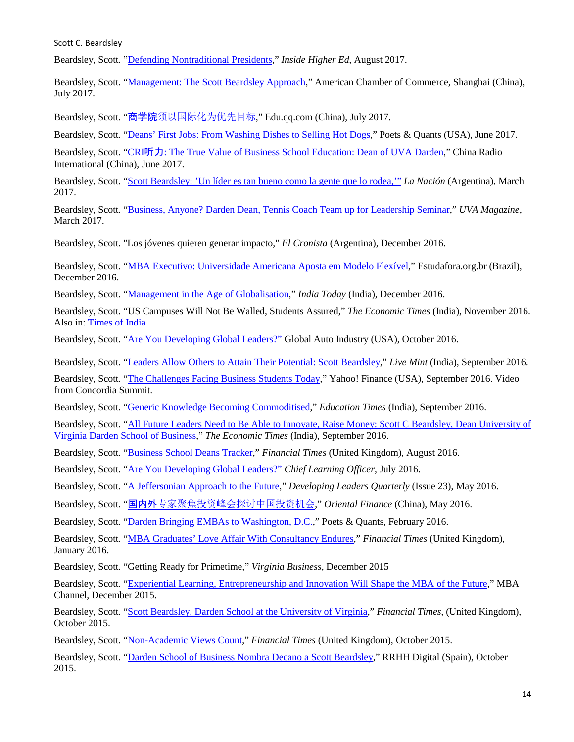Beardsley, Scott. "Defending Nontraditional Presidents," *Inside Higher Ed*, August 2017.

Beardsley, Scott. "Management: The Scott Beardsley Approach," American Chamber of Commerce, Shanghai (China), July 2017.

Beardsley, Scott. "商学院须以国际化为优先目标," Edu.qq.com (China), July 2017.

Beardsley, Scott. "Deans' First Jobs: From Washing Dishes to Selling Hot Dogs," Poets & Quants (USA), June 2017.

Beardsley, Scott. "CRI听力: The True Value of Business School Education: Dean of UVA Darden," China Radio International (China), June 2017.

Beardsley, Scott. "Scott Beardsley: 'Un líder es tan bueno como la gente que lo rodea,'" *La Nación* (Argentina), March 2017.

Beardsley, Scott. "Business, Anyone? Darden Dean, Tennis Coach Team up for Leadership Seminar," *UVA Magazine*, March 2017.

Beardsley, Scott. "Los jóvenes quieren generar impacto," *El Cronista* (Argentina), December 2016.

Beardsley, Scott. "MBA Executivo: Universidade Americana Aposta em Modelo Flexível," Estudafora.org.br (Brazil), December 2016.

Beardsley, Scott. "Management in the Age of Globalisation," *India Today* (India), December 2016.

Beardsley, Scott. "US Campuses Will Not Be Walled, Students Assured," *The Economic Times* (India), November 2016. Also in: Times of India

Beardsley, Scott. "Are You Developing Global Leaders?" Global Auto Industry (USA), October 2016.

Beardsley, Scott. "Leaders Allow Others to Attain Their Potential: Scott Beardsley," *Live Mint* (India), September 2016.

Beardsley, Scott. "The Challenges Facing Business Students Today," Yahoo! Finance (USA), September 2016. Video from Concordia Summit.

Beardsley, Scott. "Generic Knowledge Becoming Commoditised," *Education Times* (India), September 2016.

Beardsley, Scott. "All Future Leaders Need to Be Able to Innovate, Raise Money: Scott C Beardsley, Dean University of Virginia Darden School of Business," *The Economic Times* (India), September 2016.

Beardsley, Scott. "Business School Deans Tracker," *Financial Times* (United Kingdom), August 2016.

Beardsley, Scott. "Are You Developing Global Leaders?" *Chief Learning Officer*, July 2016.

Beardsley, Scott. "A Jeffersonian Approach to the Future," *Developing Leaders Quarterly* (Issue 23), May 2016.

Beardsley, Scott. "国内外专家聚焦投资峰会探讨中国投资机会," *Oriental Finance* (China), May 2016.

Beardsley, Scott. "Darden Bringing EMBAs to Washington, D.C.," Poets & Quants, February 2016.

Beardsley, Scott. "MBA Graduates' Love Affair With Consultancy Endures," *Financial Times* (United Kingdom), January 2016.

Beardsley, Scott. "Getting Ready for Primetime," *Virginia Business*, December 2015

Beardsley, Scott. "Experiential Learning, Entrepreneurship and Innovation Will Shape the MBA of the Future," MBA Channel, December 2015.

Beardsley, Scott. "Scott Beardsley, Darden School at the University of Virginia," *Financial Times*, (United Kingdom), October 2015.

Beardsley, Scott. "Non-Academic Views Count," *Financial Times* (United Kingdom), October 2015.

Beardsley, Scott. "Darden School of Business Nombra Decano a Scott Beardsley," RRHH Digital (Spain), October 2015.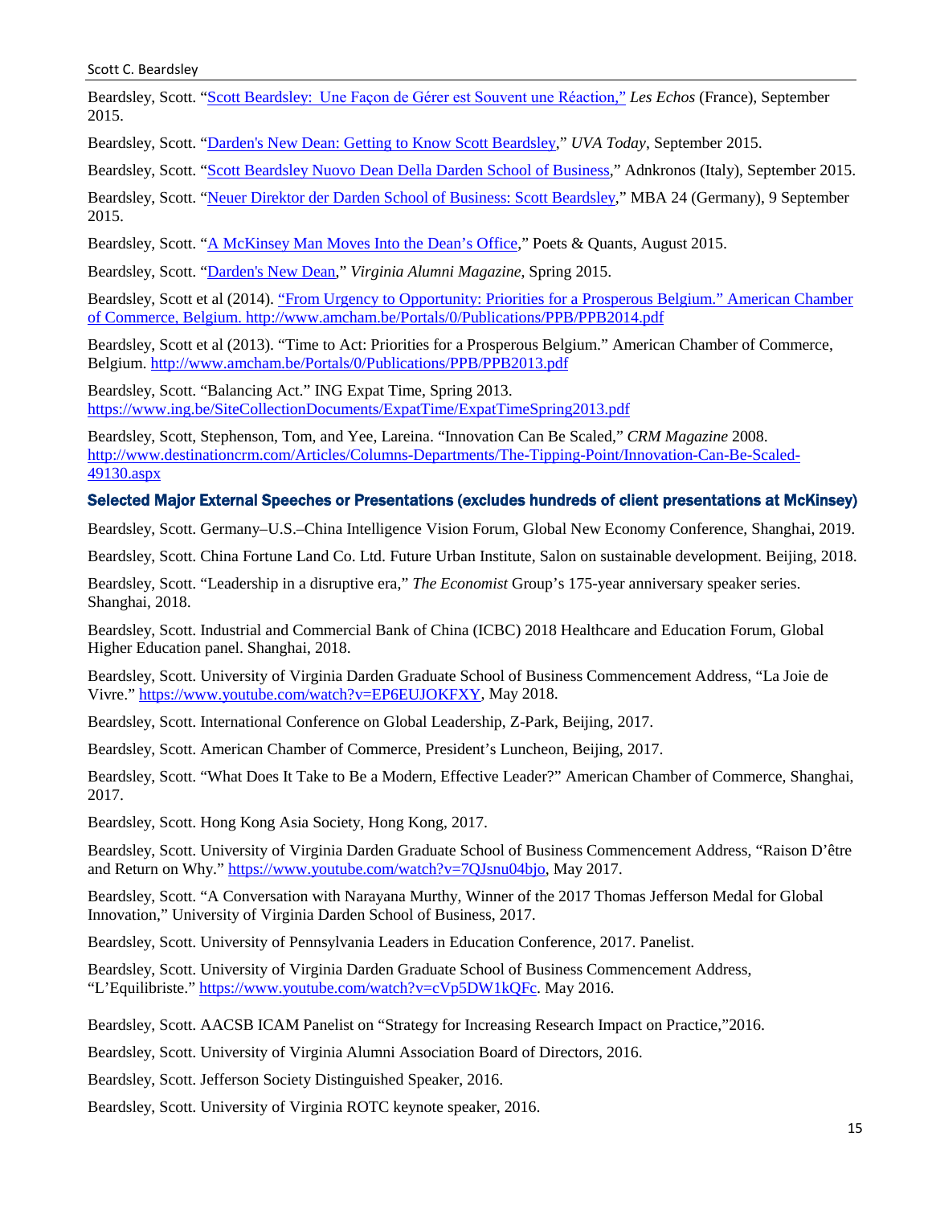Beardsley, Scott. "Scott Beardsley: Une Façon de Gérer est Souvent une Réaction," *Les Echos* (France), September 2015.

Beardsley, Scott. "Darden's New Dean: Getting to Know Scott Beardsley," *UVA Today*, September 2015.

Beardsley, Scott. "Scott Beardsley Nuovo Dean Della Darden School of Business," Adnkronos (Italy), September 2015.

Beardsley, Scott. "Neuer Direktor der Darden School of Business: Scott Beardsley," MBA 24 (Germany), 9 September 2015.

Beardsley, Scott. "A McKinsey Man Moves Into the Dean's Office," Poets & Quants, August 2015.

Beardsley, Scott. "Darden's New Dean," *Virginia Alumni Magazine*, Spring 2015.

Beardsley, Scott et al (2014). "From Urgency to Opportunity: Priorities for a Prosperous Belgium." American Chamber of Commerce, Belgium. http://www.amcham.be/Portals/0/Publications/PPB/PPB2014.pdf

Beardsley, Scott et al (2013). "Time to Act: Priorities for a Prosperous Belgium." American Chamber of Commerce, Belgium. http://www.amcham.be/Portals/0/Publications/PPB/PPB2013.pdf

Beardsley, Scott. "Balancing Act." ING Expat Time, Spring 2013. https://www.ing.be/SiteCollectionDocuments/ExpatTime/ExpatTimeSpring2013.pdf

Beardsley, Scott, Stephenson, Tom, and Yee, Lareina. "Innovation Can Be Scaled," *CRM Magazine* 2008. http://www.destinationcrm.com/Articles/Columns-Departments/The-Tipping-Point/Innovation-Can-Be-Scaled-49130.aspx

### Selected Major External Speeches or Presentations (excludes hundreds of client presentations at McKinsey)

Beardsley, Scott. Germany–U.S.–China Intelligence Vision Forum, Global New Economy Conference, Shanghai, 2019.

Beardsley, Scott. China Fortune Land Co. Ltd. Future Urban Institute, Salon on sustainable development. Beijing, 2018.

Beardsley, Scott. "Leadership in a disruptive era," *The Economist* Group's 175-year anniversary speaker series. Shanghai, 2018.

Beardsley, Scott. Industrial and Commercial Bank of China (ICBC) 2018 Healthcare and Education Forum, Global Higher Education panel. Shanghai, 2018.

Beardsley, Scott. University of Virginia Darden Graduate School of Business Commencement Address, "La Joie de Vivre." https://www.youtube.com/watch?v=EP6EUJOKFXY, May 2018.

Beardsley, Scott. International Conference on Global Leadership, Z-Park, Beijing, 2017.

Beardsley, Scott. American Chamber of Commerce, President's Luncheon, Beijing, 2017.

Beardsley, Scott. "What Does It Take to Be a Modern, Effective Leader?" American Chamber of Commerce, Shanghai, 2017.

Beardsley, Scott. Hong Kong Asia Society, Hong Kong, 2017.

Beardsley, Scott. University of Virginia Darden Graduate School of Business Commencement Address, "Raison D'être and Return on Why." https://www.youtube.com/watch?v=7QJsnu04bjo, May 2017.

Beardsley, Scott. "A Conversation with Narayana Murthy, Winner of the 2017 Thomas Jefferson Medal for Global Innovation," University of Virginia Darden School of Business, 2017.

Beardsley, Scott. University of Pennsylvania Leaders in Education Conference, 2017. Panelist.

Beardsley, Scott. University of Virginia Darden Graduate School of Business Commencement Address, "L'Equilibriste." https://www.youtube.com/watch?v=cVp5DW1kQFc. May 2016.

Beardsley, Scott. AACSB ICAM Panelist on "Strategy for Increasing Research Impact on Practice,"2016.

Beardsley, Scott. University of Virginia Alumni Association Board of Directors, 2016.

Beardsley, Scott. Jefferson Society Distinguished Speaker, 2016.

Beardsley, Scott. University of Virginia ROTC keynote speaker, 2016.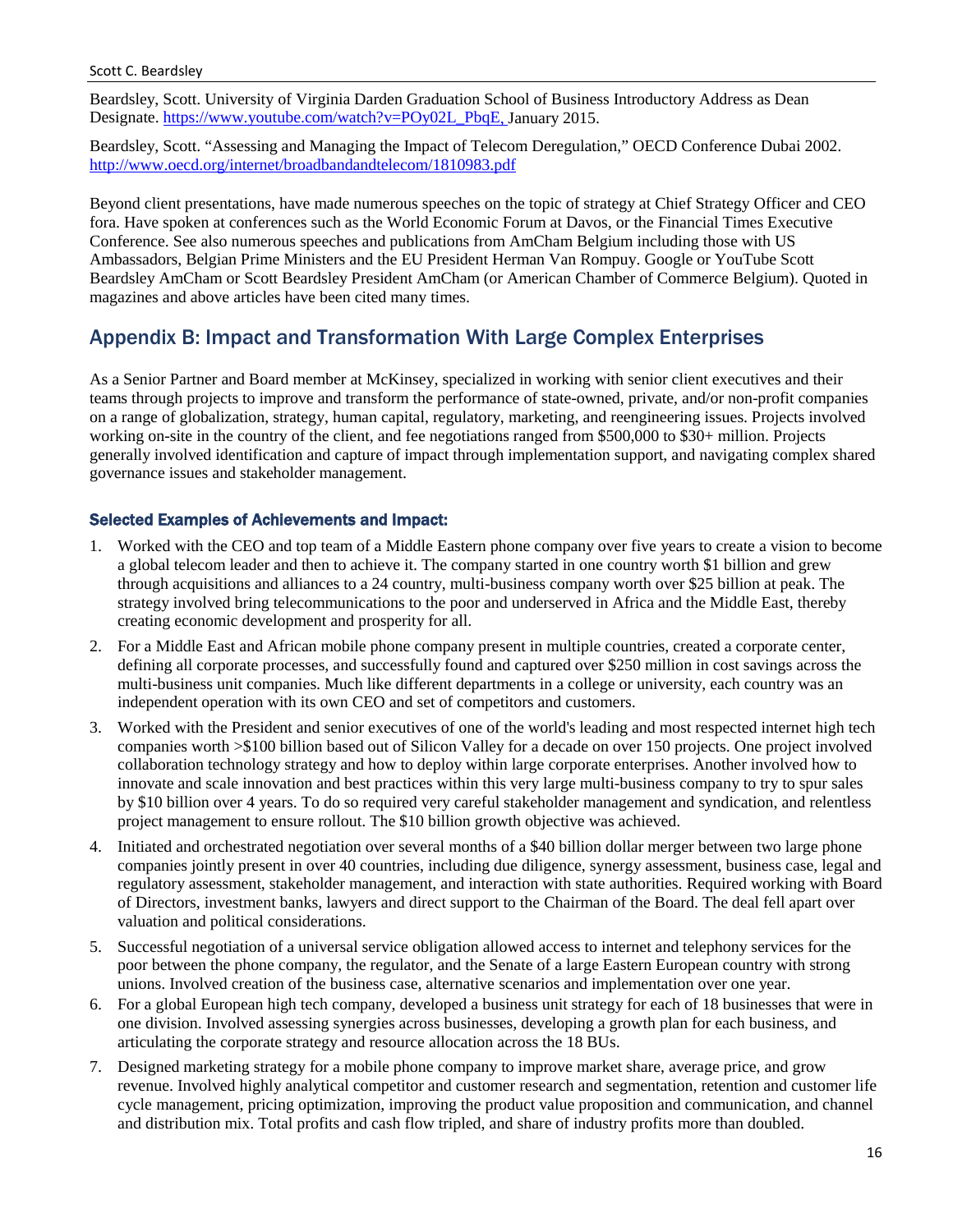Beardsley, Scott. University of Virginia Darden Graduation School of Business Introductory Address as Dean Designate. https://www.youtube.com/watch?v=POy02L_PbqE, January 2015.

Beardsley, Scott. "Assessing and Managing the Impact of Telecom Deregulation," OECD Conference Dubai 2002. http://www.oecd.org/internet/broadbandandtelecom/1810983.pdf

Beyond client presentations, have made numerous speeches on the topic of strategy at Chief Strategy Officer and CEO fora. Have spoken at conferences such as the World Economic Forum at Davos, or the Financial Times Executive Conference. See also numerous speeches and publications from AmCham Belgium including those with US Ambassadors, Belgian Prime Ministers and the EU President Herman Van Rompuy. Google or YouTube Scott Beardsley AmCham or Scott Beardsley President AmCham (or American Chamber of Commerce Belgium). Quoted in magazines and above articles have been cited many times.

## Appendix B: Impact and Transformation With Large Complex Enterprises

As a Senior Partner and Board member at McKinsey, specialized in working with senior client executives and their teams through projects to improve and transform the performance of state-owned, private, and/or non-profit companies on a range of globalization, strategy, human capital, regulatory, marketing, and reengineering issues. Projects involved working on-site in the country of the client, and fee negotiations ranged from \$500,000 to \$30+ million. Projects generally involved identification and capture of impact through implementation support, and navigating complex shared governance issues and stakeholder management.

### Selected Examples of Achievements and Impact:

1. Worked with the CEO and top team of a Middle Eastern phone company over five years to create a vision to become a global telecom leader and then to achieve it. The company started in one country worth \$1 billion and grew through acquisitions and alliances to a 24 country, multi-business company worth over \$25 billion at peak. The strategy involved bring telecommunications to the poor and underserved in Africa and the Middle East, thereby creating economic development and prosperity for all.
2. For a Middle East and African mobile phone company present in multiple countries, created a corporate center, defining all corporate processes, and successfully found and captured over \$250 million in cost savings across the multi-business unit companies. Much like different departments in a college or university, each country was an independent operation with its own CEO and set of competitors and customers.
3. Worked with the President and senior executives of one of the world's leading and most respected internet high tech companies worth >\$100 billion based out of Silicon Valley for a decade on over 150 projects. One project involved collaboration technology strategy and how to deploy within large corporate enterprises. Another involved how to innovate and scale innovation and best practices within this very large multi-business company to try to spur sales by \$10 billion over 4 years. To do so required very careful stakeholder management and syndication, and relentless project management to ensure rollout. The \$10 billion growth objective was achieved.
4. Initiated and orchestrated negotiation over several months of a \$40 billion dollar merger between two large phone companies jointly present in over 40 countries, including due diligence, synergy assessment, business case, legal and regulatory assessment, stakeholder management, and interaction with state authorities. Required working with Board of Directors, investment banks, lawyers and direct support to the Chairman of the Board. The deal fell apart over valuation and political considerations.
5. Successful negotiation of a universal service obligation allowed access to internet and telephony services for the poor between the phone company, the regulator, and the Senate of a large Eastern European country with strong unions. Involved creation of the business case, alternative scenarios and implementation over one year.
6. For a global European high tech company, developed a business unit strategy for each of 18 businesses that were in one division. Involved assessing synergies across businesses, developing a growth plan for each business, and articulating the corporate strategy and resource allocation across the 18 BUs.
7. Designed marketing strategy for a mobile phone company to improve market share, average price, and grow revenue. Involved highly analytical competitor and customer research and segmentation, retention and customer life cycle management, pricing optimization, improving the product value proposition and communication, and channel and distribution mix. Total profits and cash flow tripled, and share of industry profits more than doubled.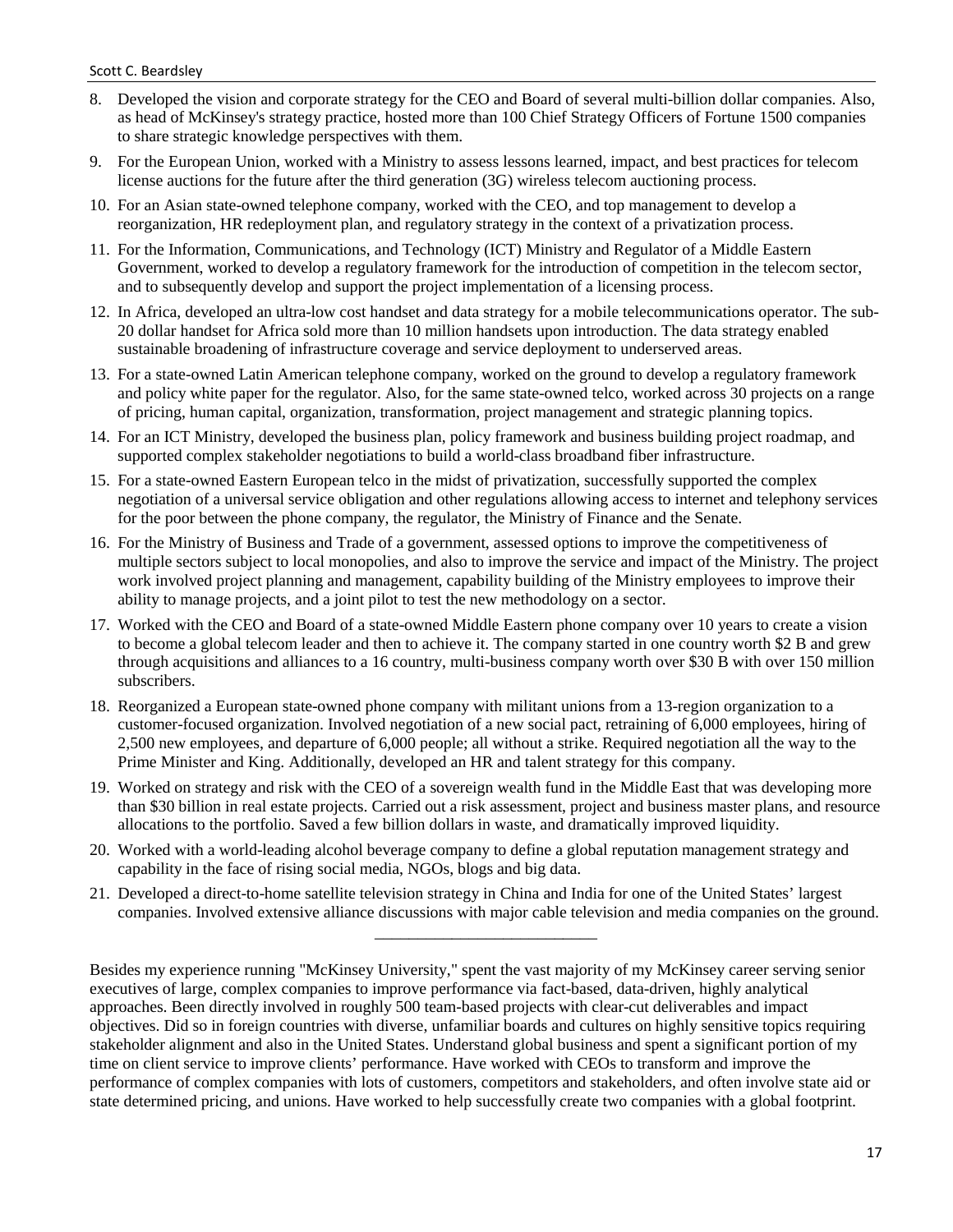8. Developed the vision and corporate strategy for the CEO and Board of several multi-billion dollar companies. Also, as head of McKinsey's strategy practice, hosted more than 100 Chief Strategy Officers of Fortune 1500 companies to share strategic knowledge perspectives with them.
9. For the European Union, worked with a Ministry to assess lessons learned, impact, and best practices for telecom license auctions for the future after the third generation (3G) wireless telecom auctioning process.
10. For an Asian state-owned telephone company, worked with the CEO, and top management to develop a reorganization, HR redeployment plan, and regulatory strategy in the context of a privatization process.
11. For the Information, Communications, and Technology (ICT) Ministry and Regulator of a Middle Eastern Government, worked to develop a regulatory framework for the introduction of competition in the telecom sector, and to subsequently develop and support the project implementation of a licensing process.
12. In Africa, developed an ultra-low cost handset and data strategy for a mobile telecommunications operator. The sub-20 dollar handset for Africa sold more than 10 million handsets upon introduction. The data strategy enabled sustainable broadening of infrastructure coverage and service deployment to underserved areas.
13. For a state-owned Latin American telephone company, worked on the ground to develop a regulatory framework and policy white paper for the regulator. Also, for the same state-owned telco, worked across 30 projects on a range of pricing, human capital, organization, transformation, project management and strategic planning topics.
14. For an ICT Ministry, developed the business plan, policy framework and business building project roadmap, and supported complex stakeholder negotiations to build a world-class broadband fiber infrastructure.
15. For a state-owned Eastern European telco in the midst of privatization, successfully supported the complex negotiation of a universal service obligation and other regulations allowing access to internet and telephony services for the poor between the phone company, the regulator, the Ministry of Finance and the Senate.
16. For the Ministry of Business and Trade of a government, assessed options to improve the competitiveness of multiple sectors subject to local monopolies, and also to improve the service and impact of the Ministry. The project work involved project planning and management, capability building of the Ministry employees to improve their ability to manage projects, and a joint pilot to test the new methodology on a sector.
17. Worked with the CEO and Board of a state-owned Middle Eastern phone company over 10 years to create a vision to become a global telecom leader and then to achieve it. The company started in one country worth $2 B and grew through acquisitions and alliances to a 16 country, multi-business company worth over $30 B with over 150 million subscribers.
18. Reorganized a European state-owned phone company with militant unions from a 13-region organization to a customer-focused organization. Involved negotiation of a new social pact, retraining of 6,000 employees, hiring of 2,500 new employees, and departure of 6,000 people; all without a strike. Required negotiation all the way to the Prime Minister and King. Additionally, developed an HR and talent strategy for this company.
19. Worked on strategy and risk with the CEO of a sovereign wealth fund in the Middle East that was developing more than $30 billion in real estate projects. Carried out a risk assessment, project and business master plans, and resource allocations to the portfolio. Saved a few billion dollars in waste, and dramatically improved liquidity.
20. Worked with a world-leading alcohol beverage company to define a global reputation management strategy and capability in the face of rising social media, NGOs, blogs and big data.
21. Developed a direct-to-home satellite television strategy in China and India for one of the United States' largest companies. Involved extensive alliance discussions with major cable television and media companies on the ground.

---

Besides my experience running "McKinsey University," spent the vast majority of my McKinsey career serving senior executives of large, complex companies to improve performance via fact-based, data-driven, highly analytical approaches. Been directly involved in roughly 500 team-based projects with clear-cut deliverables and impact objectives. Did so in foreign countries with diverse, unfamiliar boards and cultures on highly sensitive topics requiring stakeholder alignment and also in the United States. Understand global business and spent a significant portion of my time on client service to improve clients' performance. Have worked with CEOs to transform and improve the performance of complex companies with lots of customers, competitors and stakeholders, and often involve state aid or state determined pricing, and unions. Have worked to help successfully create two companies with a global footprint.